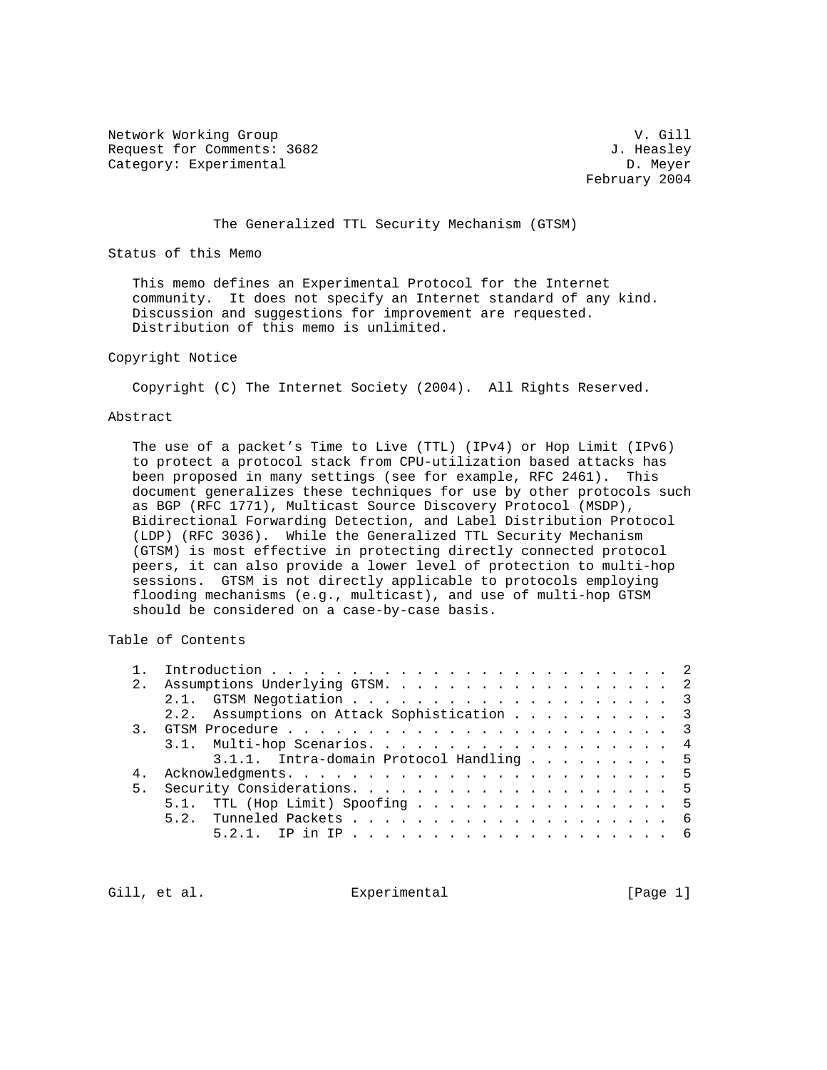Network Working Group V. Gill
Request for Comments: 3682 J. Heasley
Category: Experimental D. Meyer
February 2004

# The Generalized TTL Security Mechanism (GTSM)

## Status of this Memo

This memo defines an Experimental Protocol for the Internet community. It does not specify an Internet standard of any kind. Discussion and suggestions for improvement are requested. Distribution of this memo is unlimited.

## Copyright Notice

Copyright (C) The Internet Society (2004). All Rights Reserved.

## Abstract

The use of a packet's Time to Live (TTL) (IPv4) or Hop Limit (IPv6) to protect a protocol stack from CPU-utilization based attacks has been proposed in many settings (see for example, RFC 2461). This document generalizes these techniques for use by other protocols such as BGP (RFC 1771), Multicast Source Discovery Protocol (MSDP), Bidirectional Forwarding Detection, and Label Distribution Protocol (LDP) (RFC 3036). While the Generalized TTL Security Mechanism (GTSM) is most effective in protecting directly connected protocol peers, it can also provide a lower level of protection to multi-hop sessions. GTSM is not directly applicable to protocols employing flooding mechanisms (e.g., multicast), and use of multi-hop GTSM should be considered on a case-by-case basis.

## Table of Contents

```
   1.  Introduction . . . . . . . . . . . . . . . . . . . . . . . .  2
   2.  Assumptions Underlying GTSM. . . . . . . . . . . . . . . . .  2
       2.1.  GTSM Negotiation . . . . . . . . . . . . . . . . . . .  3
       2.2.  Assumptions on Attack Sophistication . . . . . . . . .  3
   3.  GTSM Procedure . . . . . . . . . . . . . . . . . . . . . . .  3
       3.1.  Multi-hop Scenarios. . . . . . . . . . . . . . . . . .  4
             3.1.1.  Intra-domain Protocol Handling . . . . . . . .  5
   4.  Acknowledgments. . . . . . . . . . . . . . . . . . . . . . .  5
   5.  Security Considerations. . . . . . . . . . . . . . . . . . .  5
       5.1.  TTL (Hop Limit) Spoofing . . . . . . . . . . . . . . .  5
       5.2.  Tunneled Packets . . . . . . . . . . . . . . . . . . .  6
             5.2.1.  IP in IP . . . . . . . . . . . . . . . . . . .  6
```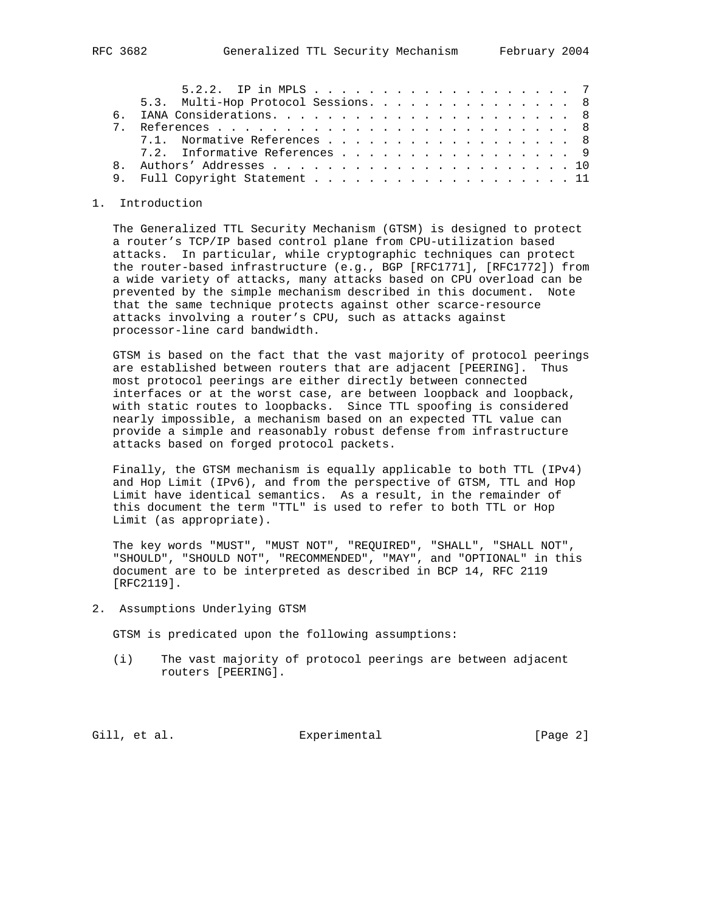5.2.2. IP in MPLS . . . . . . . . . . . . . . . . . . . 7
5.3. Multi-Hop Protocol Sessions. . . . . . . . . . . . . . . . 8
6. IANA Considerations. . . . . . . . . . . . . . . . . . . . . . . 8
7. References . . . . . . . . . . . . . . . . . . . . . . . . . . . 8
7.1. Normative References . . . . . . . . . . . . . . . . . . . 8
7.2. Informative References . . . . . . . . . . . . . . . . . . 9
8. Authors' Addresses . . . . . . . . . . . . . . . . . . . . . . . 10
9. Full Copyright Statement . . . . . . . . . . . . . . . . . . . . 11

## 1. Introduction

The Generalized TTL Security Mechanism (GTSM) is designed to protect a router's TCP/IP based control plane from CPU-utilization based attacks. In particular, while cryptographic techniques can protect the router-based infrastructure (e.g., BGP [RFC1771], [RFC1772]) from a wide variety of attacks, many attacks based on CPU overload can be prevented by the simple mechanism described in this document. Note that the same technique protects against other scarce-resource attacks involving a router's CPU, such as attacks against processor-line card bandwidth.

GTSM is based on the fact that the vast majority of protocol peerings are established between routers that are adjacent [PEERING]. Thus most protocol peerings are either directly between connected interfaces or at the worst case, are between loopback and loopback, with static routes to loopbacks. Since TTL spoofing is considered nearly impossible, a mechanism based on an expected TTL value can provide a simple and reasonably robust defense from infrastructure attacks based on forged protocol packets.

Finally, the GTSM mechanism is equally applicable to both TTL (IPv4) and Hop Limit (IPv6), and from the perspective of GTSM, TTL and Hop Limit have identical semantics. As a result, in the remainder of this document the term "TTL" is used to refer to both TTL or Hop Limit (as appropriate).

The key words "MUST", "MUST NOT", "REQUIRED", "SHALL", "SHALL NOT", "SHOULD", "SHOULD NOT", "RECOMMENDED", "MAY", and "OPTIONAL" in this document are to be interpreted as described in BCP 14, RFC 2119 [RFC2119].

## 2. Assumptions Underlying GTSM

GTSM is predicated upon the following assumptions:

(i) The vast majority of protocol peerings are between adjacent routers [PEERING].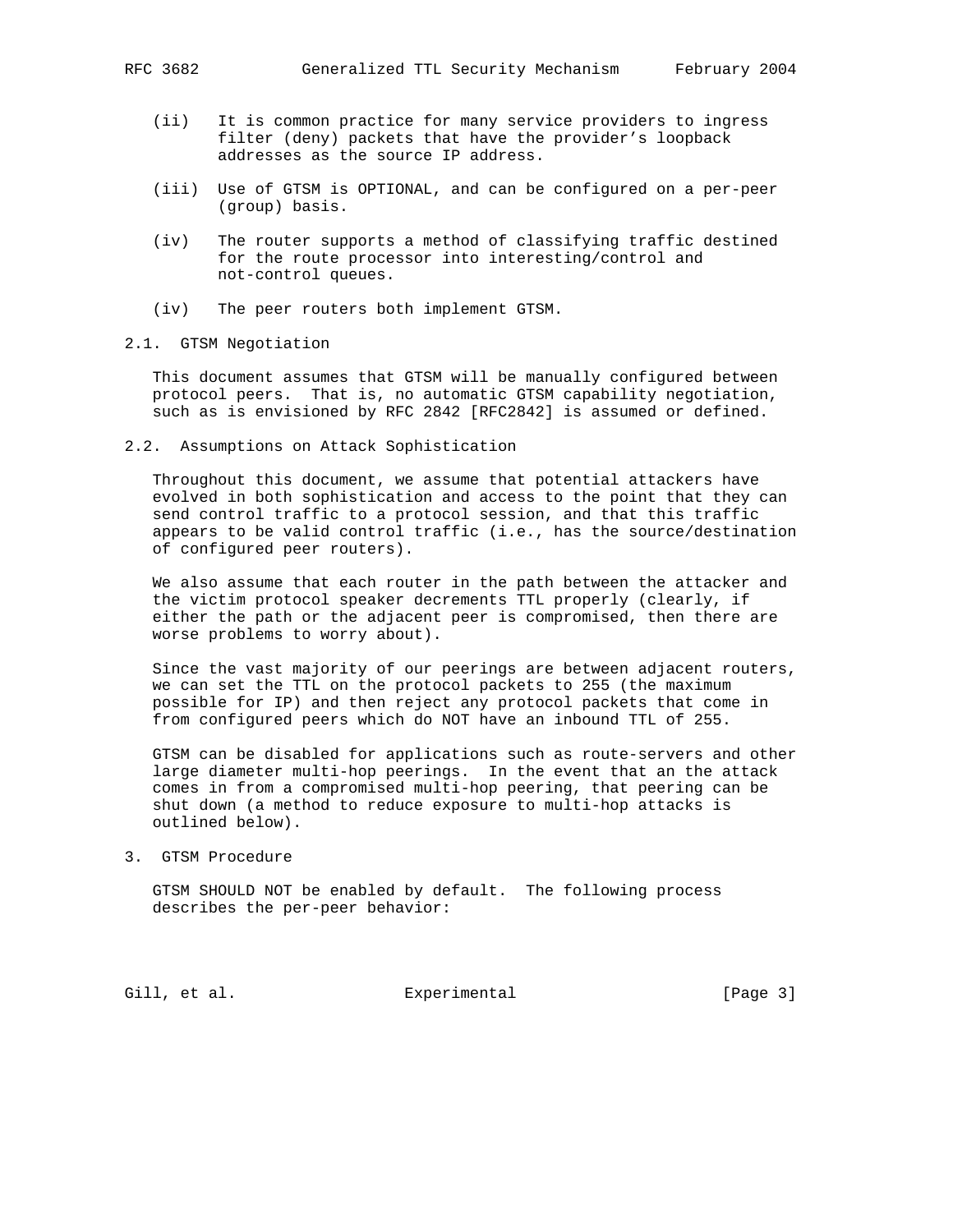(ii) It is common practice for many service providers to ingress filter (deny) packets that have the provider's loopback addresses as the source IP address.

(iii) Use of GTSM is OPTIONAL, and can be configured on a per-peer (group) basis.

(iv) The router supports a method of classifying traffic destined for the route processor into interesting/control and not-control queues.

(iv) The peer routers both implement GTSM.

## 2.1. GTSM Negotiation

This document assumes that GTSM will be manually configured between protocol peers. That is, no automatic GTSM capability negotiation, such as is envisioned by RFC 2842 [RFC2842] is assumed or defined.

## 2.2. Assumptions on Attack Sophistication

Throughout this document, we assume that potential attackers have evolved in both sophistication and access to the point that they can send control traffic to a protocol session, and that this traffic appears to be valid control traffic (i.e., has the source/destination of configured peer routers).

We also assume that each router in the path between the attacker and the victim protocol speaker decrements TTL properly (clearly, if either the path or the adjacent peer is compromised, then there are worse problems to worry about).

Since the vast majority of our peerings are between adjacent routers, we can set the TTL on the protocol packets to 255 (the maximum possible for IP) and then reject any protocol packets that come in from configured peers which do NOT have an inbound TTL of 255.

GTSM can be disabled for applications such as route-servers and other large diameter multi-hop peerings. In the event that an the attack comes in from a compromised multi-hop peering, that peering can be shut down (a method to reduce exposure to multi-hop attacks is outlined below).

# 3. GTSM Procedure

GTSM SHOULD NOT be enabled by default. The following process describes the per-peer behavior: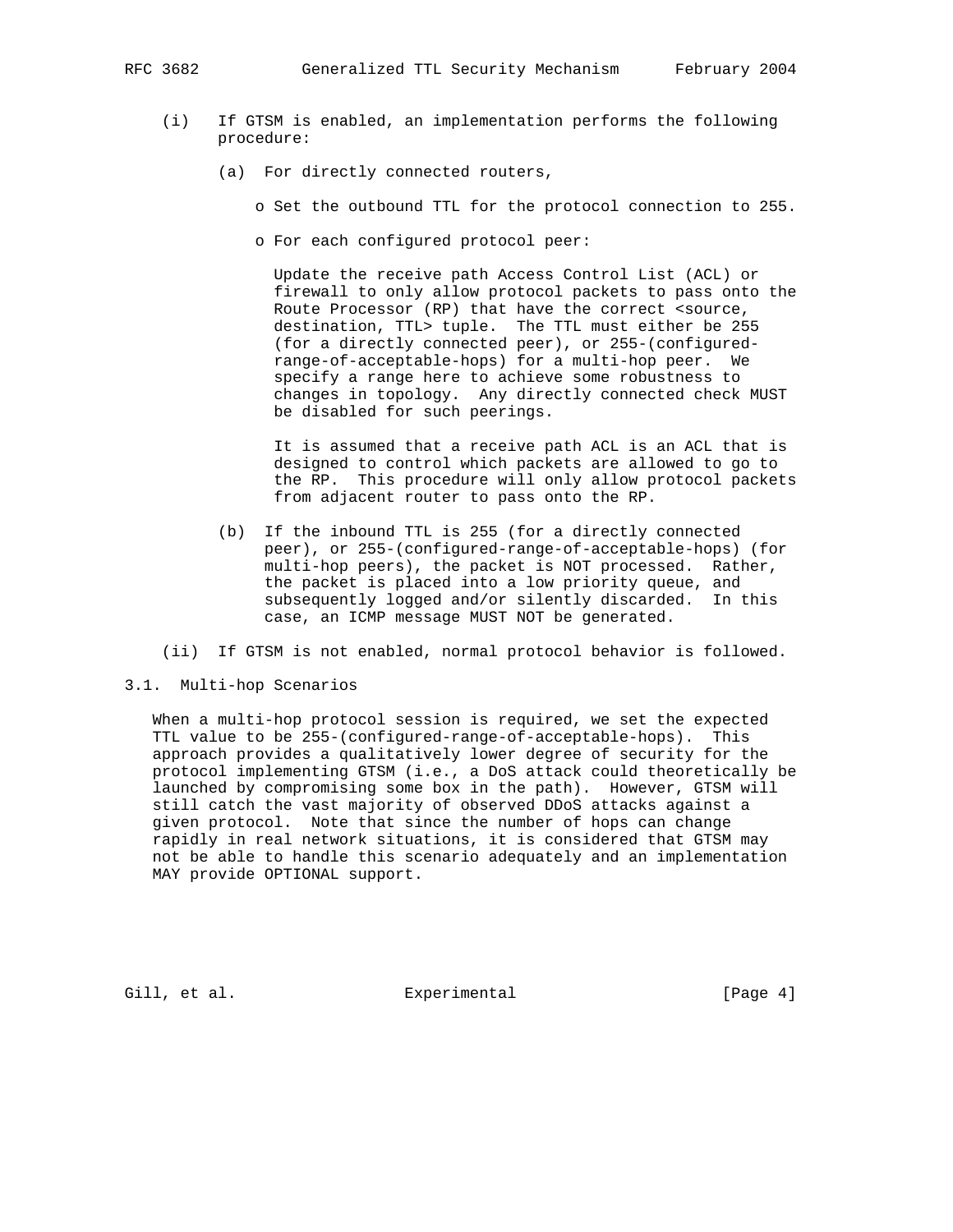(i) If GTSM is enabled, an implementation performs the following procedure:

   (a) For directly connected routers,

   - Set the outbound TTL for the protocol connection to 255.

   - For each configured protocol peer:

     Update the receive path Access Control List (ACL) or firewall to only allow protocol packets to pass onto the Route Processor (RP) that have the correct <source, destination, TTL> tuple. The TTL must either be 255 (for a directly connected peer), or 255-(configured-range-of-acceptable-hops) for a multi-hop peer. We specify a range here to achieve some robustness to changes in topology. Any directly connected check MUST be disabled for such peerings.

     It is assumed that a receive path ACL is an ACL that is designed to control which packets are allowed to go to the RP. This procedure will only allow protocol packets from adjacent router to pass onto the RP.

   (b) If the inbound TTL is 255 (for a directly connected peer), or 255-(configured-range-of-acceptable-hops) (for multi-hop peers), the packet is NOT processed. Rather, the packet is placed into a low priority queue, and subsequently logged and/or silently discarded. In this case, an ICMP message MUST NOT be generated.

(ii) If GTSM is not enabled, normal protocol behavior is followed.

## 3.1. Multi-hop Scenarios

When a multi-hop protocol session is required, we set the expected TTL value to be 255-(configured-range-of-acceptable-hops). This approach provides a qualitatively lower degree of security for the protocol implementing GTSM (i.e., a DoS attack could theoretically be launched by compromising some box in the path). However, GTSM will still catch the vast majority of observed DDoS attacks against a given protocol. Note that since the number of hops can change rapidly in real network situations, it is considered that GTSM may not be able to handle this scenario adequately and an implementation MAY provide OPTIONAL support.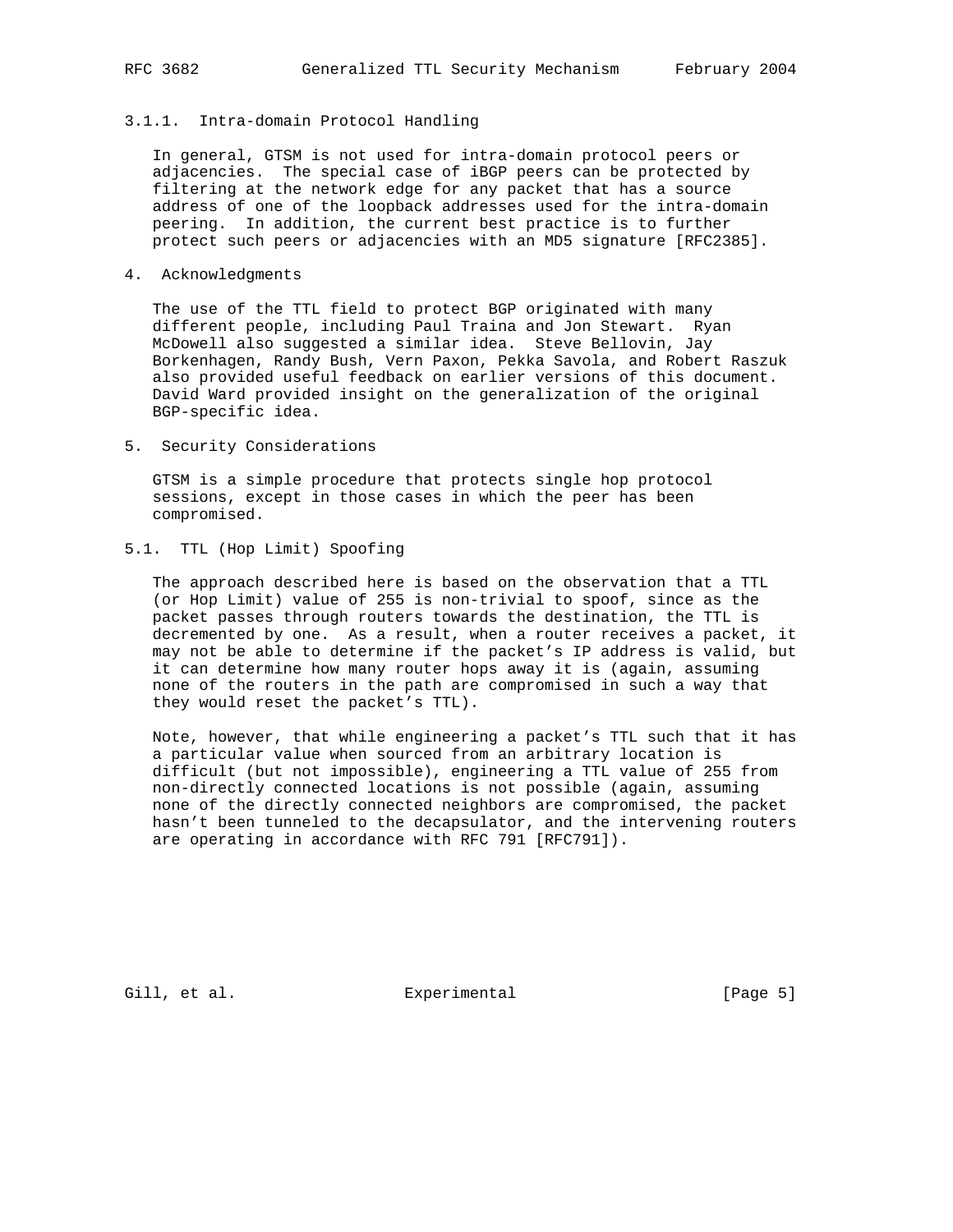#### 3.1.1. Intra-domain Protocol Handling

In general, GTSM is not used for intra-domain protocol peers or adjacencies. The special case of iBGP peers can be protected by filtering at the network edge for any packet that has a source address of one of the loopback addresses used for the intra-domain peering. In addition, the current best practice is to further protect such peers or adjacencies with an MD5 signature [RFC2385].

## 4. Acknowledgments

The use of the TTL field to protect BGP originated with many different people, including Paul Traina and Jon Stewart. Ryan McDowell also suggested a similar idea. Steve Bellovin, Jay Borkenhagen, Randy Bush, Vern Paxon, Pekka Savola, and Robert Raszuk also provided useful feedback on earlier versions of this document. David Ward provided insight on the generalization of the original BGP-specific idea.

## 5. Security Considerations

GTSM is a simple procedure that protects single hop protocol sessions, except in those cases in which the peer has been compromised.

### 5.1. TTL (Hop Limit) Spoofing

The approach described here is based on the observation that a TTL (or Hop Limit) value of 255 is non-trivial to spoof, since as the packet passes through routers towards the destination, the TTL is decremented by one. As a result, when a router receives a packet, it may not be able to determine if the packet's IP address is valid, but it can determine how many router hops away it is (again, assuming none of the routers in the path are compromised in such a way that they would reset the packet's TTL).

Note, however, that while engineering a packet's TTL such that it has a particular value when sourced from an arbitrary location is difficult (but not impossible), engineering a TTL value of 255 from non-directly connected locations is not possible (again, assuming none of the directly connected neighbors are compromised, the packet hasn't been tunneled to the decapsulator, and the intervening routers are operating in accordance with RFC 791 [RFC791]).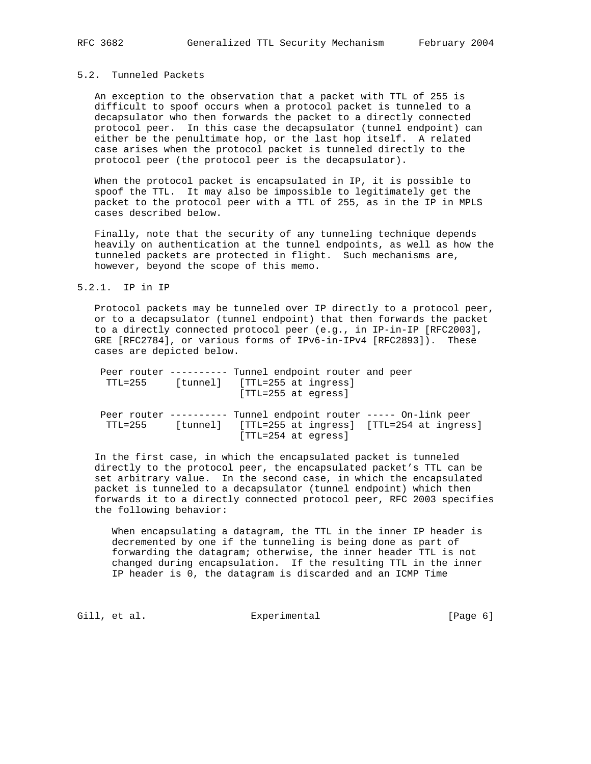### 5.2. Tunneled Packets

An exception to the observation that a packet with TTL of 255 is difficult to spoof occurs when a protocol packet is tunneled to a decapsulator who then forwards the packet to a directly connected protocol peer. In this case the decapsulator (tunnel endpoint) can either be the penultimate hop, or the last hop itself. A related case arises when the protocol packet is tunneled directly to the protocol peer (the protocol peer is the decapsulator).

When the protocol packet is encapsulated in IP, it is possible to spoof the TTL. It may also be impossible to legitimately get the packet to the protocol peer with a TTL of 255, as in the IP in MPLS cases described below.

Finally, note that the security of any tunneling technique depends heavily on authentication at the tunnel endpoints, as well as how the tunneled packets are protected in flight. Such mechanisms are, however, beyond the scope of this memo.

#### 5.2.1. IP in IP

Protocol packets may be tunneled over IP directly to a protocol peer, or to a decapsulator (tunnel endpoint) that then forwards the packet to a directly connected protocol peer (e.g., in IP-in-IP [RFC2003], GRE [RFC2784], or various forms of IPv6-in-IPv4 [RFC2893]). These cases are depicted below.

```
 Peer router ---------- Tunnel endpoint router and peer
  TTL=255     [tunnel]   [TTL=255 at ingress]
                         [TTL=255 at egress]

 Peer router ---------- Tunnel endpoint router ----- On-link peer
  TTL=255     [tunnel]   [TTL=255 at ingress]  [TTL=254 at ingress]
                         [TTL=254 at egress]
```

In the first case, in which the encapsulated packet is tunneled directly to the protocol peer, the encapsulated packet's TTL can be set arbitrary value. In the second case, in which the encapsulated packet is tunneled to a decapsulator (tunnel endpoint) which then forwards it to a directly connected protocol peer, RFC 2003 specifies the following behavior:

> When encapsulating a datagram, the TTL in the inner IP header is decremented by one if the tunneling is being done as part of forwarding the datagram; otherwise, the inner header TTL is not changed during encapsulation. If the resulting TTL in the inner IP header is 0, the datagram is discarded and an ICMP Time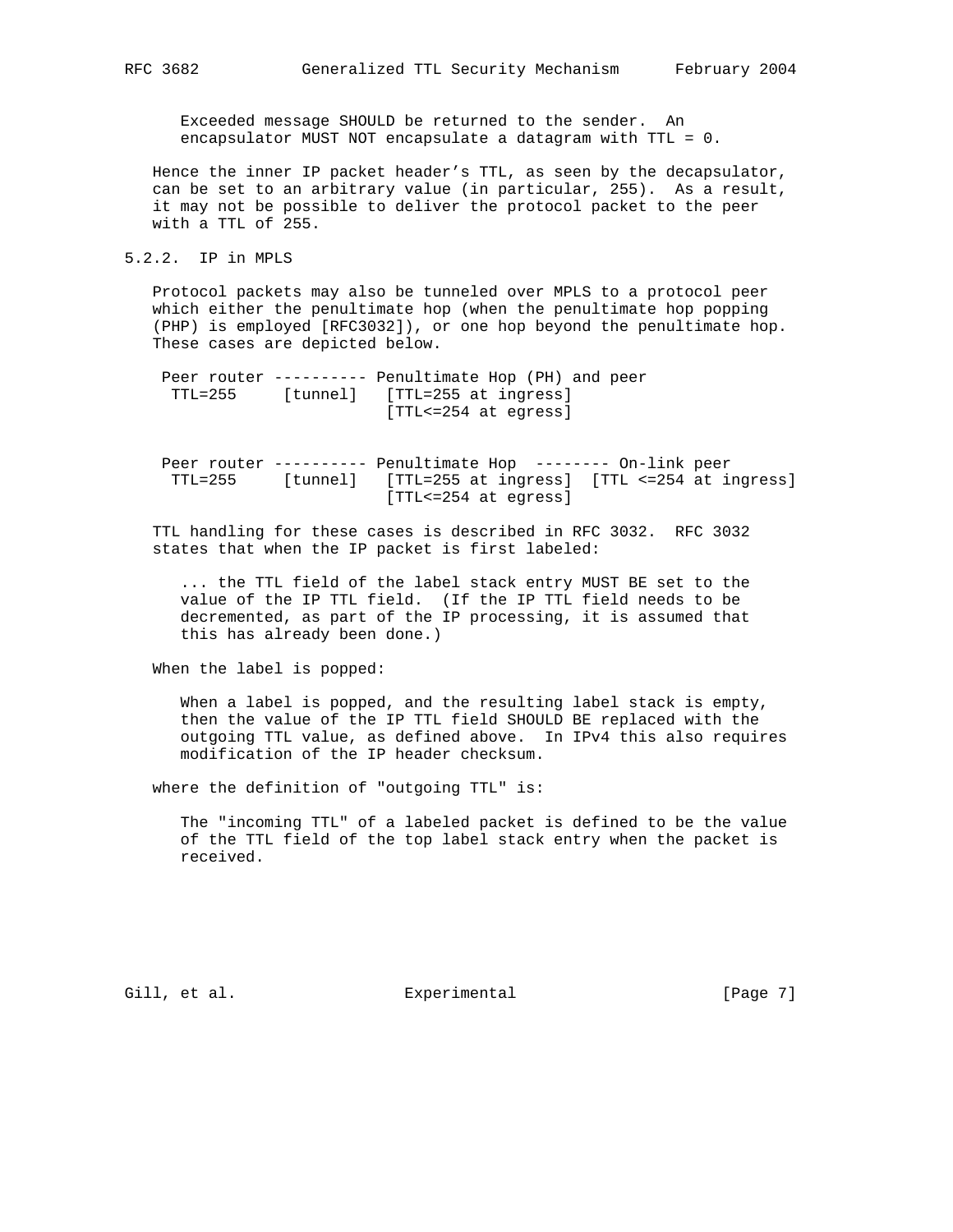Exceeded message SHOULD be returned to the sender. An encapsulator MUST NOT encapsulate a datagram with TTL = 0.

Hence the inner IP packet header's TTL, as seen by the decapsulator, can be set to an arbitrary value (in particular, 255). As a result, it may not be possible to deliver the protocol packet to the peer with a TTL of 255.

### 5.2.2. IP in MPLS

Protocol packets may also be tunneled over MPLS to a protocol peer which either the penultimate hop (when the penultimate hop popping (PHP) is employed [RFC3032]), or one hop beyond the penultimate hop. These cases are depicted below.

```
 Peer router ---------- Penultimate Hop (PH) and peer
  TTL=255     [tunnel]   [TTL=255 at ingress]
                         [TTL<=254 at egress]


 Peer router ---------- Penultimate Hop  -------- On-link peer
  TTL=255     [tunnel]   [TTL=255 at ingress]  [TTL <=254 at ingress]
                         [TTL<=254 at egress]
```

TTL handling for these cases is described in RFC 3032. RFC 3032 states that when the IP packet is first labeled:

> ... the TTL field of the label stack entry MUST BE set to the value of the IP TTL field. (If the IP TTL field needs to be decremented, as part of the IP processing, it is assumed that this has already been done.)

When the label is popped:

> When a label is popped, and the resulting label stack is empty, then the value of the IP TTL field SHOULD BE replaced with the outgoing TTL value, as defined above. In IPv4 this also requires modification of the IP header checksum.

where the definition of "outgoing TTL" is:

> The "incoming TTL" of a labeled packet is defined to be the value of the TTL field of the top label stack entry when the packet is received.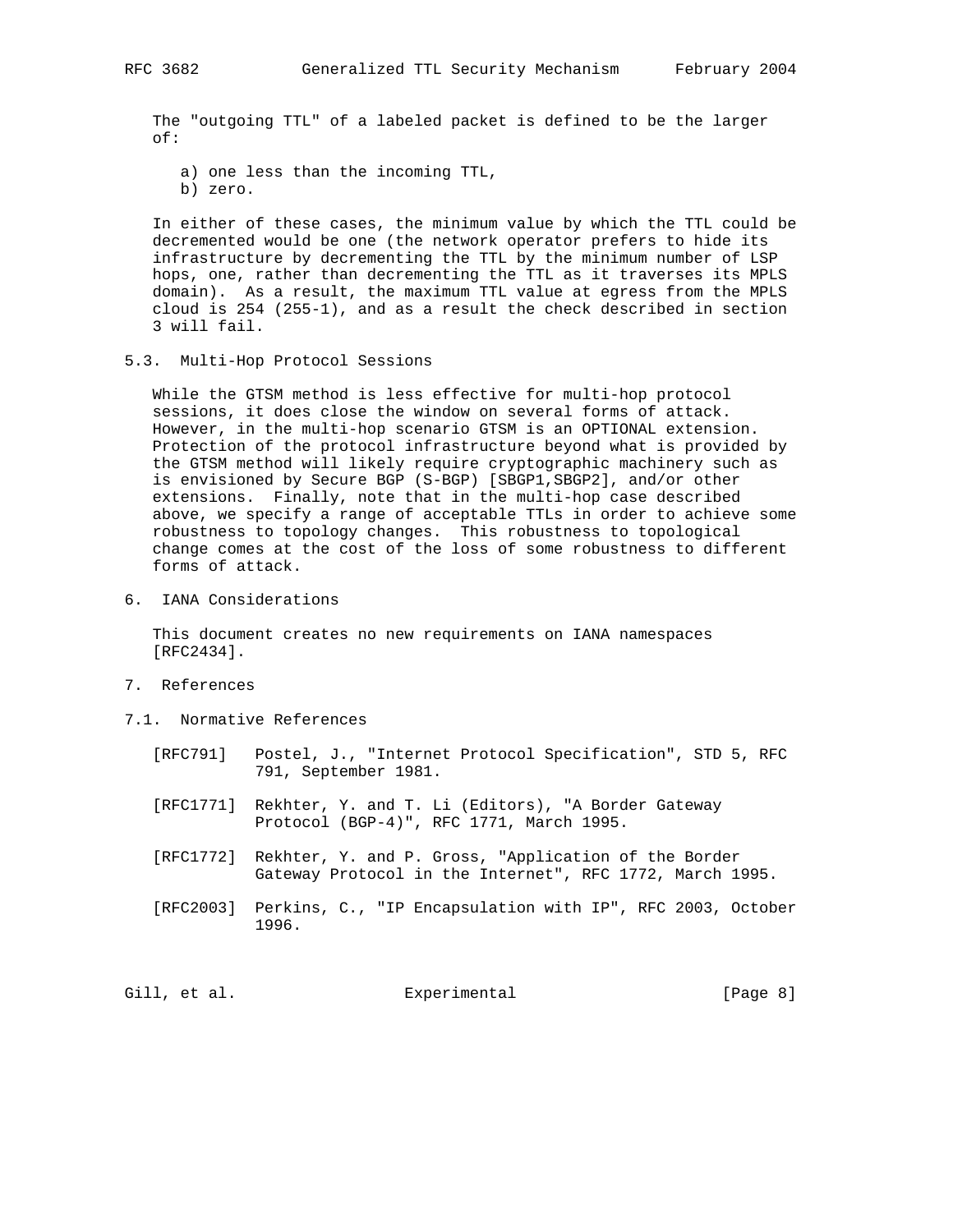The "outgoing TTL" of a labeled packet is defined to be the larger of:

a) one less than the incoming TTL,
b) zero.

In either of these cases, the minimum value by which the TTL could be decremented would be one (the network operator prefers to hide its infrastructure by decrementing the TTL by the minimum number of LSP hops, one, rather than decrementing the TTL as it traverses its MPLS domain). As a result, the maximum TTL value at egress from the MPLS cloud is 254 (255-1), and as a result the check described in section 3 will fail.

## 5.3. Multi-Hop Protocol Sessions

While the GTSM method is less effective for multi-hop protocol sessions, it does close the window on several forms of attack. However, in the multi-hop scenario GTSM is an OPTIONAL extension. Protection of the protocol infrastructure beyond what is provided by the GTSM method will likely require cryptographic machinery such as is envisioned by Secure BGP (S-BGP) [SBGP1,SBGP2], and/or other extensions. Finally, note that in the multi-hop case described above, we specify a range of acceptable TTLs in order to achieve some robustness to topology changes. This robustness to topological change comes at the cost of the loss of some robustness to different forms of attack.

# 6. IANA Considerations

This document creates no new requirements on IANA namespaces [RFC2434].

# 7. References

## 7.1. Normative References

[RFC791] Postel, J., "Internet Protocol Specification", STD 5, RFC 791, September 1981.

[RFC1771] Rekhter, Y. and T. Li (Editors), "A Border Gateway Protocol (BGP-4)", RFC 1771, March 1995.

[RFC1772] Rekhter, Y. and P. Gross, "Application of the Border Gateway Protocol in the Internet", RFC 1772, March 1995.

[RFC2003] Perkins, C., "IP Encapsulation with IP", RFC 2003, October 1996.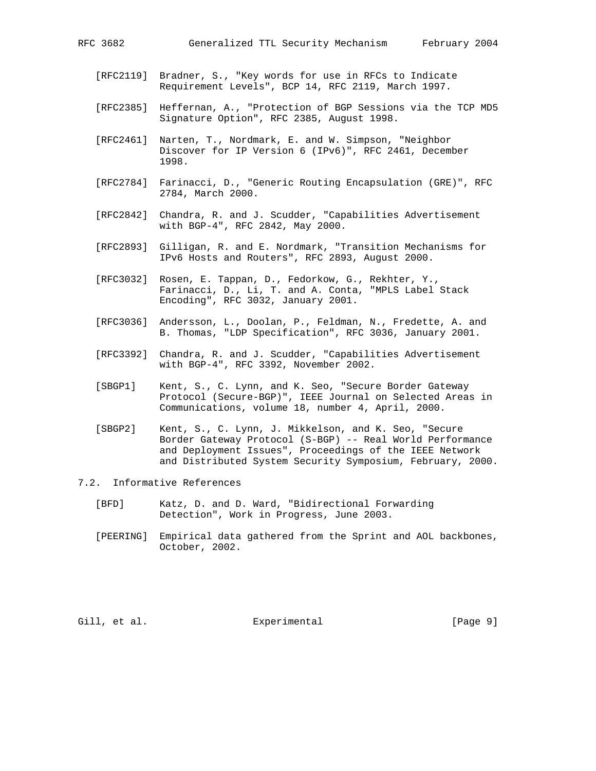[RFC2119] Bradner, S., "Key words for use in RFCs to Indicate Requirement Levels", BCP 14, RFC 2119, March 1997.

[RFC2385] Heffernan, A., "Protection of BGP Sessions via the TCP MD5 Signature Option", RFC 2385, August 1998.

[RFC2461] Narten, T., Nordmark, E. and W. Simpson, "Neighbor Discover for IP Version 6 (IPv6)", RFC 2461, December 1998.

[RFC2784] Farinacci, D., "Generic Routing Encapsulation (GRE)", RFC 2784, March 2000.

[RFC2842] Chandra, R. and J. Scudder, "Capabilities Advertisement with BGP-4", RFC 2842, May 2000.

[RFC2893] Gilligan, R. and E. Nordmark, "Transition Mechanisms for IPv6 Hosts and Routers", RFC 2893, August 2000.

[RFC3032] Rosen, E. Tappan, D., Fedorkow, G., Rekhter, Y., Farinacci, D., Li, T. and A. Conta, "MPLS Label Stack Encoding", RFC 3032, January 2001.

[RFC3036] Andersson, L., Doolan, P., Feldman, N., Fredette, A. and B. Thomas, "LDP Specification", RFC 3036, January 2001.

[RFC3392] Chandra, R. and J. Scudder, "Capabilities Advertisement with BGP-4", RFC 3392, November 2002.

[SBGP1] Kent, S., C. Lynn, and K. Seo, "Secure Border Gateway Protocol (Secure-BGP)", IEEE Journal on Selected Areas in Communications, volume 18, number 4, April, 2000.

[SBGP2] Kent, S., C. Lynn, J. Mikkelson, and K. Seo, "Secure Border Gateway Protocol (S-BGP) -- Real World Performance and Deployment Issues", Proceedings of the IEEE Network and Distributed System Security Symposium, February, 2000.

### 7.2. Informative References

[BFD] Katz, D. and D. Ward, "Bidirectional Forwarding Detection", Work in Progress, June 2003.

[PEERING] Empirical data gathered from the Sprint and AOL backbones, October, 2002.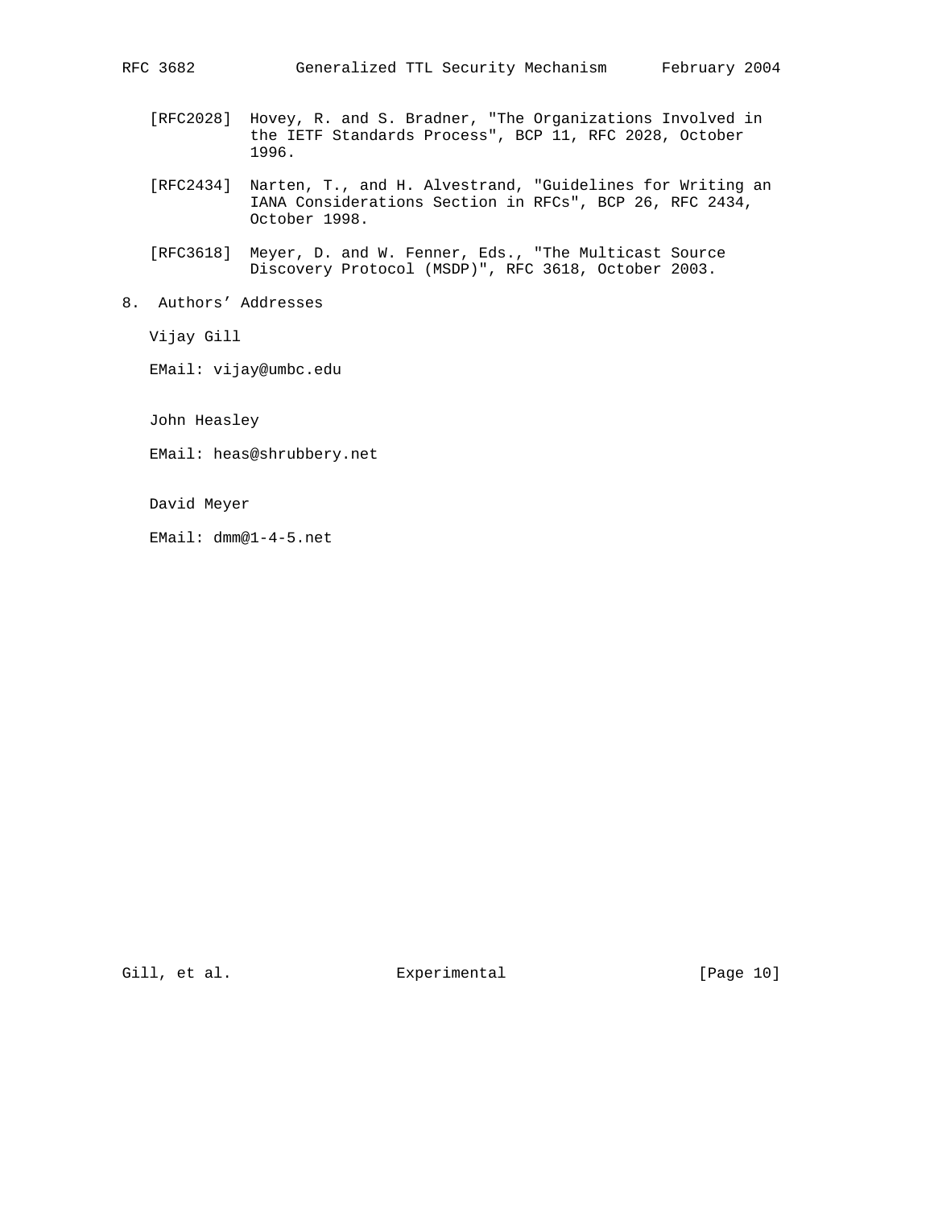[RFC2028] Hovey, R. and S. Bradner, "The Organizations Involved in the IETF Standards Process", BCP 11, RFC 2028, October 1996.

[RFC2434] Narten, T., and H. Alvestrand, "Guidelines for Writing an IANA Considerations Section in RFCs", BCP 26, RFC 2434, October 1998.

[RFC3618] Meyer, D. and W. Fenner, Eds., "The Multicast Source Discovery Protocol (MSDP)", RFC 3618, October 2003.

## 8. Authors' Addresses

Vijay Gill

EMail: vijay@umbc.edu

John Heasley

EMail: heas@shrubbery.net

David Meyer

EMail: dmm@1-4-5.net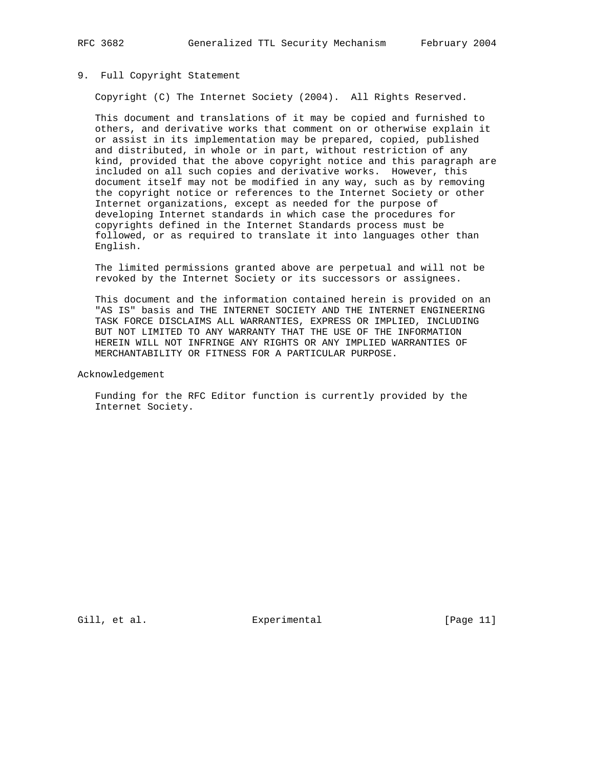## 9. Full Copyright Statement

Copyright (C) The Internet Society (2004). All Rights Reserved.

This document and translations of it may be copied and furnished to others, and derivative works that comment on or otherwise explain it or assist in its implementation may be prepared, copied, published and distributed, in whole or in part, without restriction of any kind, provided that the above copyright notice and this paragraph are included on all such copies and derivative works. However, this document itself may not be modified in any way, such as by removing the copyright notice or references to the Internet Society or other Internet organizations, except as needed for the purpose of developing Internet standards in which case the procedures for copyrights defined in the Internet Standards process must be followed, or as required to translate it into languages other than English.

The limited permissions granted above are perpetual and will not be revoked by the Internet Society or its successors or assignees.

This document and the information contained herein is provided on an "AS IS" basis and THE INTERNET SOCIETY AND THE INTERNET ENGINEERING TASK FORCE DISCLAIMS ALL WARRANTIES, EXPRESS OR IMPLIED, INCLUDING BUT NOT LIMITED TO ANY WARRANTY THAT THE USE OF THE INFORMATION HEREIN WILL NOT INFRINGE ANY RIGHTS OR ANY IMPLIED WARRANTIES OF MERCHANTABILITY OR FITNESS FOR A PARTICULAR PURPOSE.

## Acknowledgement

Funding for the RFC Editor function is currently provided by the Internet Society.